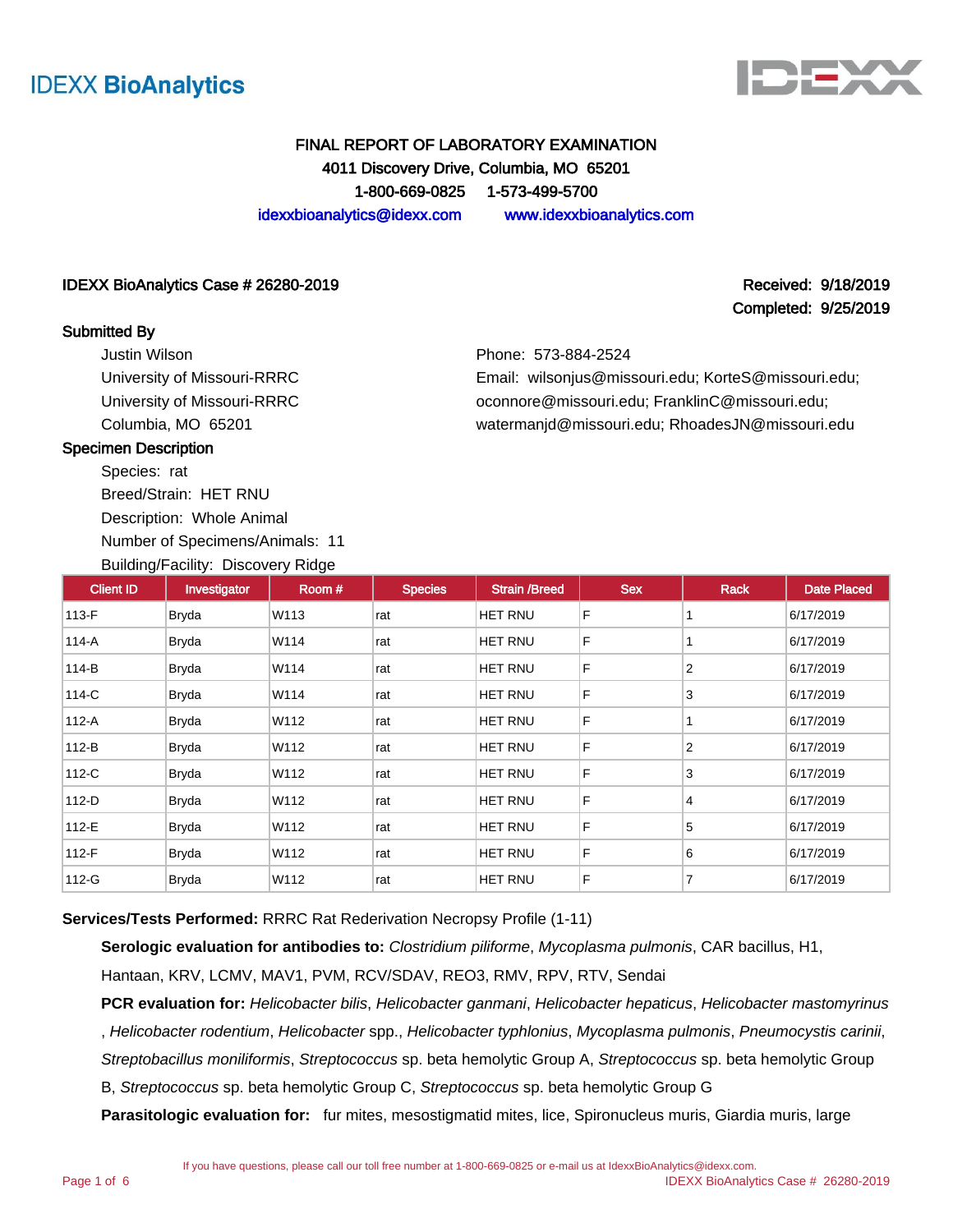IDEXX **BioAnalytics**

**FINAL REPORT OF LABORATORY EXAMINATION**
**4011 Discovery Drive, Columbia, MO 65201**
**1-800-669-0825     1-573-499-5700**
idexxbioanalytics@idexx.com     www.idexxbioanalytics.com

**IDEXX BioAnalytics Case # 26280-2019**

**Received: 9/18/2019**
**Completed: 9/25/2019**

**Submitted By**

Justin Wilson
University of Missouri-RRRC
University of Missouri-RRRC
Columbia, MO 65201

Phone: 573-884-2524
Email: wilsonjus@missouri.edu; KorteS@missouri.edu; oconnore@missouri.edu; FranklinC@missouri.edu; watermanjd@missouri.edu; RhoadesJN@missouri.edu

**Specimen Description**

Species: rat
Breed/Strain: HET RNU
Description: Whole Animal
Number of Specimens/Animals: 11
Building/Facility: Discovery Ridge

| Client ID | Investigator | Room # | Species | Strain /Breed | Sex | Rack | Date Placed |
|---|---|---|---|---|---|---|---|
| 113-F | Bryda | W113 | rat | HET RNU | F | 1 | 6/17/2019 |
| 114-A | Bryda | W114 | rat | HET RNU | F | 1 | 6/17/2019 |
| 114-B | Bryda | W114 | rat | HET RNU | F | 2 | 6/17/2019 |
| 114-C | Bryda | W114 | rat | HET RNU | F | 3 | 6/17/2019 |
| 112-A | Bryda | W112 | rat | HET RNU | F | 1 | 6/17/2019 |
| 112-B | Bryda | W112 | rat | HET RNU | F | 2 | 6/17/2019 |
| 112-C | Bryda | W112 | rat | HET RNU | F | 3 | 6/17/2019 |
| 112-D | Bryda | W112 | rat | HET RNU | F | 4 | 6/17/2019 |
| 112-E | Bryda | W112 | rat | HET RNU | F | 5 | 6/17/2019 |
| 112-F | Bryda | W112 | rat | HET RNU | F | 6 | 6/17/2019 |
| 112-G | Bryda | W112 | rat | HET RNU | F | 7 | 6/17/2019 |

**Services/Tests Performed:** RRRC Rat Rederivation Necropsy Profile (1-11)

**Serologic evaluation for antibodies to:** *Clostridium piliforme*, *Mycoplasma pulmonis*, CAR bacillus, H1, Hantaan, KRV, LCMV, MAV1, PVM, RCV/SDAV, REO3, RMV, RPV, RTV, Sendai

**PCR evaluation for:** *Helicobacter bilis*, *Helicobacter ganmani*, *Helicobacter hepaticus*, *Helicobacter mastomyrinus*, *Helicobacter rodentium*, *Helicobacter* spp., *Helicobacter typhlonius*, *Mycoplasma pulmonis*, *Pneumocystis carinii*, *Streptobacillus moniliformis*, *Streptococcus* sp. beta hemolytic Group A, *Streptococcus* sp. beta hemolytic Group B, *Streptococcus* sp. beta hemolytic Group C, *Streptococcus* sp. beta hemolytic Group G

**Parasitologic evaluation for:** fur mites, mesostigmatid mites, lice, Spironucleus muris, Giardia muris, large

If you have questions, please call our toll free number at 1-800-669-0825 or e-mail us at IdexxBioAnalytics@idexx.com.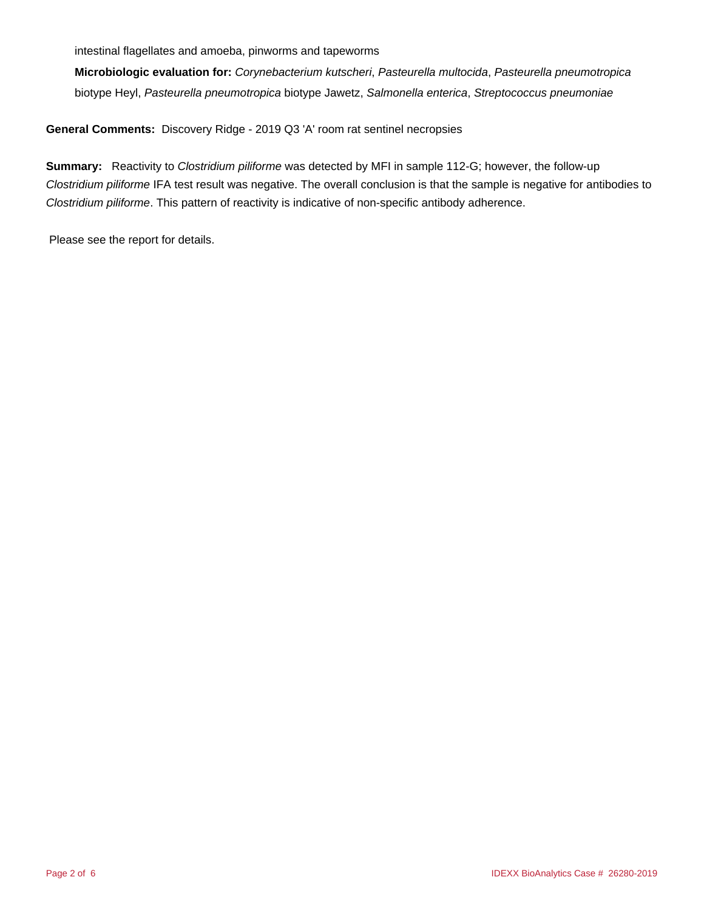intestinal flagellates and amoeba, pinworms and tapeworms

**Microbiologic evaluation for:** *Corynebacterium kutscheri*, *Pasteurella multocida*, *Pasteurella pneumotropica* biotype Heyl, *Pasteurella pneumotropica* biotype Jawetz, *Salmonella enterica*, *Streptococcus pneumoniae*

**General Comments:** Discovery Ridge - 2019 Q3 'A' room rat sentinel necropsies

**Summary:** Reactivity to *Clostridium piliforme* was detected by MFI in sample 112-G; however, the follow-up *Clostridium piliforme* IFA test result was negative. The overall conclusion is that the sample is negative for antibodies to *Clostridium piliforme*. This pattern of reactivity is indicative of non-specific antibody adherence.

Please see the report for details.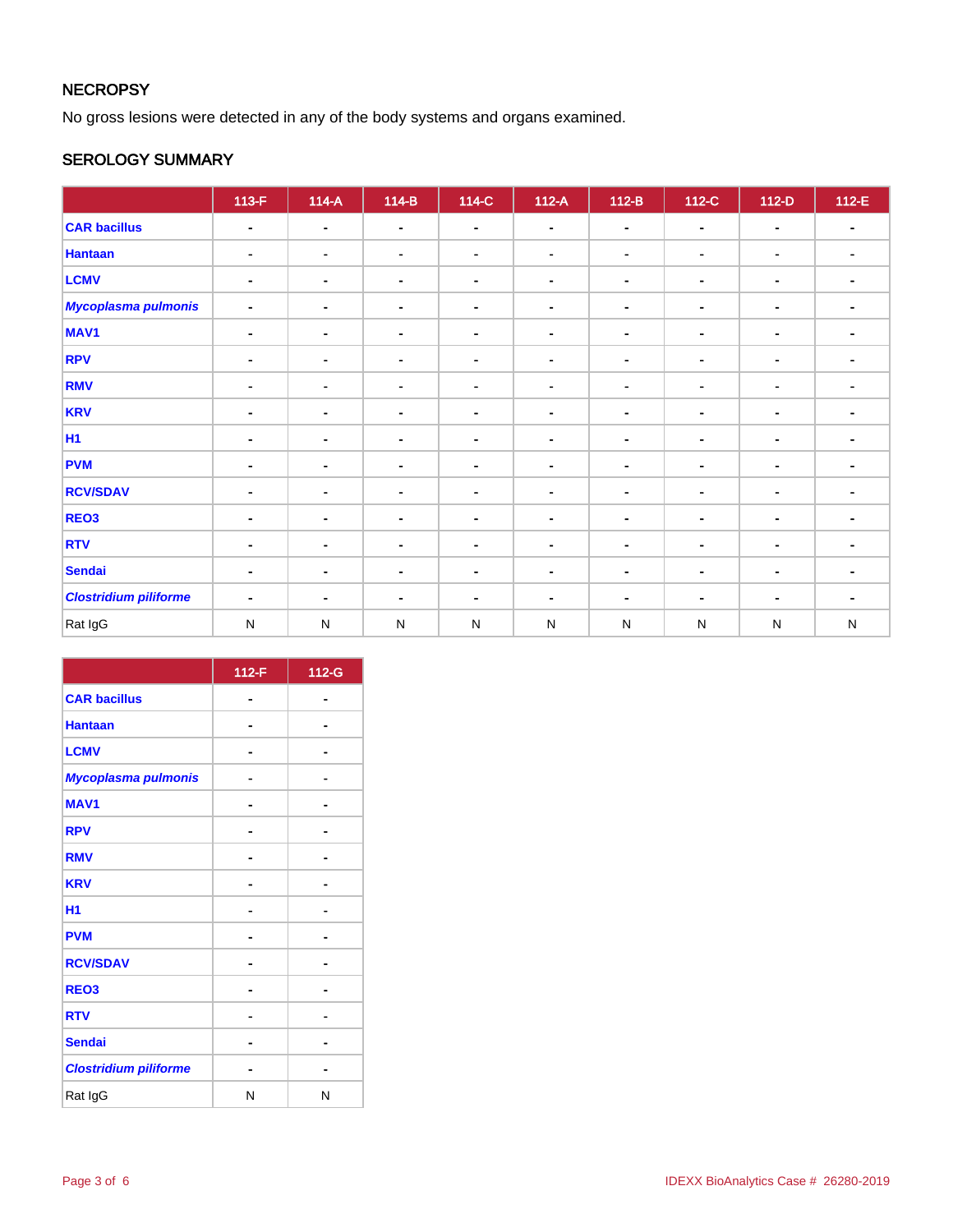## NECROPSY

No gross lesions were detected in any of the body systems and organs examined.

## SEROLOGY SUMMARY

| | 113-F | 114-A | 114-B | 114-C | 112-A | 112-B | 112-C | 112-D | 112-E |
|---|---|---|---|---|---|---|---|---|---|
| **CAR bacillus** | - | - | - | - | - | - | - | - | - |
| **Hantaan** | - | - | - | - | - | - | - | - | - |
| **LCMV** | - | - | - | - | - | - | - | - | - |
| ***Mycoplasma pulmonis*** | - | - | - | - | - | - | - | - | - |
| **MAV1** | - | - | - | - | - | - | - | - | - |
| **RPV** | - | - | - | - | - | - | - | - | - |
| **RMV** | - | - | - | - | - | - | - | - | - |
| **KRV** | - | - | - | - | - | - | - | - | - |
| **H1** | - | - | - | - | - | - | - | - | - |
| **PVM** | - | - | - | - | - | - | - | - | - |
| **RCV/SDAV** | - | - | - | - | - | - | - | - | - |
| **REO3** | - | - | - | - | - | - | - | - | - |
| **RTV** | - | - | - | - | - | - | - | - | - |
| **Sendai** | - | - | - | - | - | - | - | - | - |
| ***Clostridium piliforme*** | - | - | - | - | - | - | - | - | - |
| Rat IgG | N | N | N | N | N | N | N | N | N |

| | 112-F | 112-G |
|---|---|---|
| **CAR bacillus** | - | - |
| **Hantaan** | - | - |
| **LCMV** | - | - |
| ***Mycoplasma pulmonis*** | - | - |
| **MAV1** | - | - |
| **RPV** | - | - |
| **RMV** | - | - |
| **KRV** | - | - |
| **H1** | - | - |
| **PVM** | - | - |
| **RCV/SDAV** | - | - |
| **REO3** | - | - |
| **RTV** | - | - |
| **Sendai** | - | - |
| ***Clostridium piliforme*** | - | - |
| Rat IgG | N | N |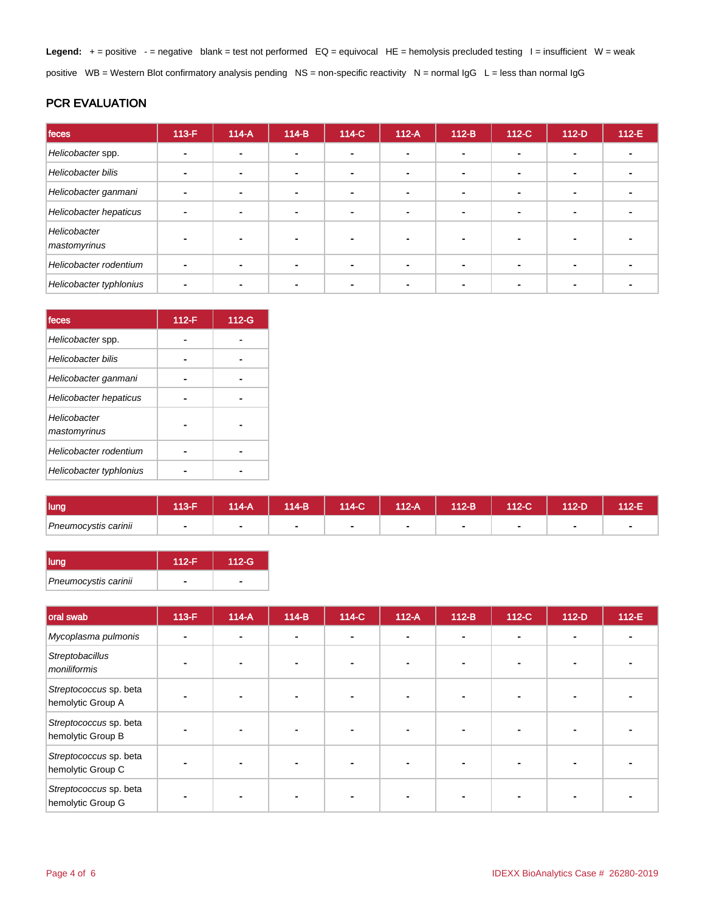**Legend:** + = positive - = negative blank = test not performed EQ = equivocal HE = hemolysis precluded testing I = insufficient W = weak positive WB = Western Blot confirmatory analysis pending NS = non-specific reactivity N = normal IgG L = less than normal IgG

## PCR EVALUATION

| feces | 113-F | 114-A | 114-B | 114-C | 112-A | 112-B | 112-C | 112-D | 112-E |
|---|---|---|---|---|---|---|---|---|---|
| *Helicobacter* spp. | - | - | - | - | - | - | - | - | - |
| *Helicobacter bilis* | - | - | - | - | - | - | - | - | - |
| *Helicobacter ganmani* | - | - | - | - | - | - | - | - | - |
| *Helicobacter hepaticus* | - | - | - | - | - | - | - | - | - |
| *Helicobacter mastomyrinus* | - | - | - | - | - | - | - | - | - |
| *Helicobacter rodentium* | - | - | - | - | - | - | - | - | - |
| *Helicobacter typhlonius* | - | - | - | - | - | - | - | - | - |

| feces | 112-F | 112-G |
|---|---|---|
| *Helicobacter* spp. | - | - |
| *Helicobacter bilis* | - | - |
| *Helicobacter ganmani* | - | - |
| *Helicobacter hepaticus* | - | - |
| *Helicobacter mastomyrinus* | - | - |
| *Helicobacter rodentium* | - | - |
| *Helicobacter typhlonius* | - | - |

| lung | 113-F | 114-A | 114-B | 114-C | 112-A | 112-B | 112-C | 112-D | 112-E |
|---|---|---|---|---|---|---|---|---|---|
| *Pneumocystis carinii* | - | - | - | - | - | - | - | - | - |

| lung | 112-F | 112-G |
|---|---|---|
| *Pneumocystis carinii* | - | - |

| oral swab | 113-F | 114-A | 114-B | 114-C | 112-A | 112-B | 112-C | 112-D | 112-E |
|---|---|---|---|---|---|---|---|---|---|
| *Mycoplasma pulmonis* | - | - | - | - | - | - | - | - | - |
| *Streptobacillus moniliformis* | - | - | - | - | - | - | - | - | - |
| *Streptococcus* sp. beta hemolytic Group A | - | - | - | - | - | - | - | - | - |
| *Streptococcus* sp. beta hemolytic Group B | - | - | - | - | - | - | - | - | - |
| *Streptococcus* sp. beta hemolytic Group C | - | - | - | - | - | - | - | - | - |
| *Streptococcus* sp. beta hemolytic Group G | - | - | - | - | - | - | - | - | - |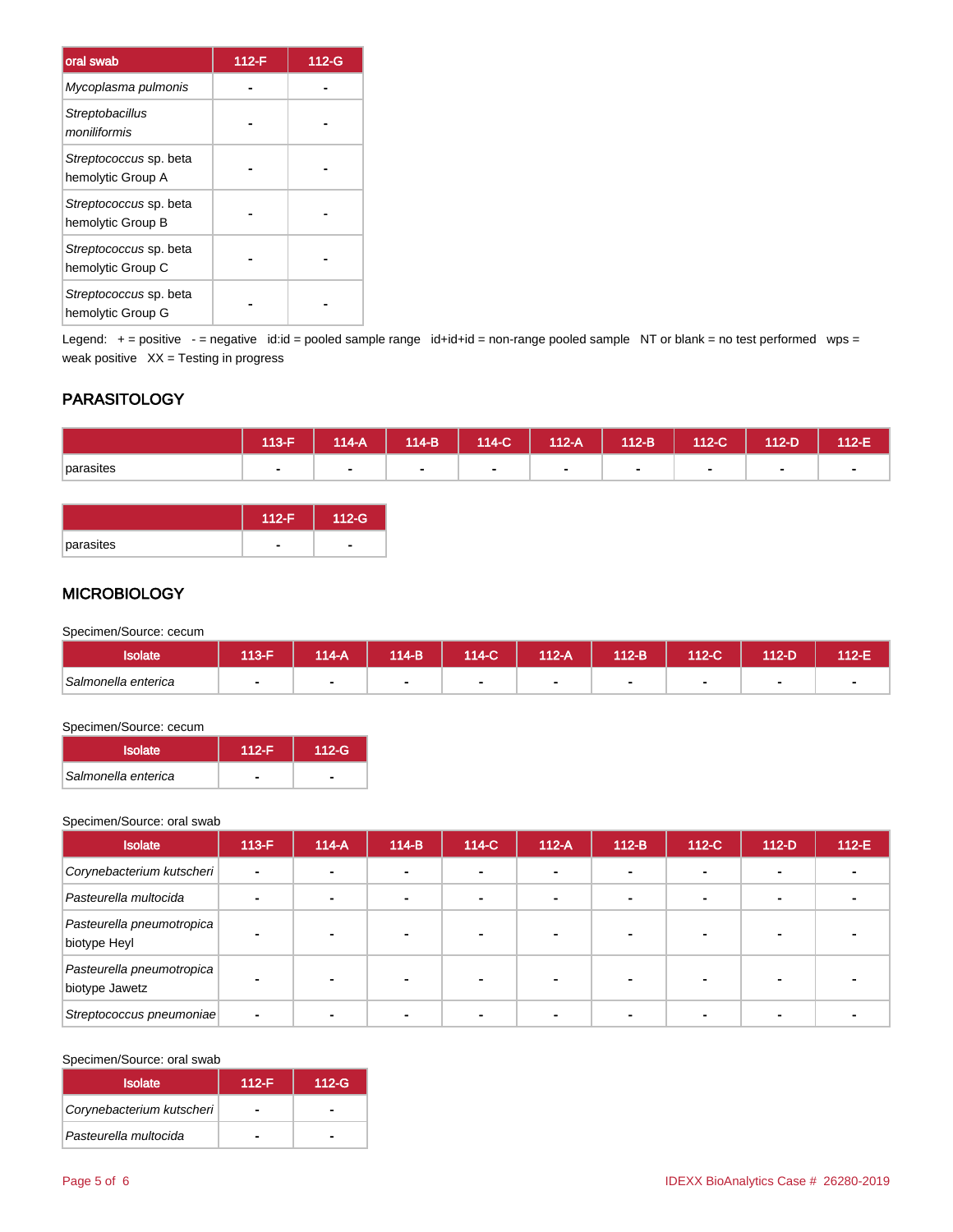| oral swab | 112-F | 112-G |
|---|---|---|
| *Mycoplasma pulmonis* | - | - |
| *Streptobacillus moniliformis* | - | - |
| *Streptococcus* sp. beta hemolytic Group A | - | - |
| *Streptococcus* sp. beta hemolytic Group B | - | - |
| *Streptococcus* sp. beta hemolytic Group C | - | - |
| *Streptococcus* sp. beta hemolytic Group G | - | - |

Legend: + = positive - = negative id:id = pooled sample range id+id+id = non-range pooled sample NT or blank = no test performed wps = weak positive XX = Testing in progress

## PARASITOLOGY

| | 113-F | 114-A | 114-B | 114-C | 112-A | 112-B | 112-C | 112-D | 112-E |
|---|---|---|---|---|---|---|---|---|---|
| parasites | - | - | - | - | - | - | - | - | - |

| | 112-F | 112-G |
|---|---|---|
| parasites | - | - |

## MICROBIOLOGY

Specimen/Source: cecum

| Isolate | 113-F | 114-A | 114-B | 114-C | 112-A | 112-B | 112-C | 112-D | 112-E |
|---|---|---|---|---|---|---|---|---|---|
| *Salmonella enterica* | - | - | - | - | - | - | - | - | - |

Specimen/Source: cecum

| Isolate | 112-F | 112-G |
|---|---|---|
| *Salmonella enterica* | - | - |

Specimen/Source: oral swab

| Isolate | 113-F | 114-A | 114-B | 114-C | 112-A | 112-B | 112-C | 112-D | 112-E |
|---|---|---|---|---|---|---|---|---|---|
| *Corynebacterium kutscheri* | - | - | - | - | - | - | - | - | - |
| *Pasteurella multocida* | - | - | - | - | - | - | - | - | - |
| *Pasteurella pneumotropica* biotype Heyl | - | - | - | - | - | - | - | - | - |
| *Pasteurella pneumotropica* biotype Jawetz | - | - | - | - | - | - | - | - | - |
| *Streptococcus pneumoniae* | - | - | - | - | - | - | - | - | - |

Specimen/Source: oral swab

| Isolate | 112-F | 112-G |
|---|---|---|
| *Corynebacterium kutscheri* | - | - |
| *Pasteurella multocida* | - | - |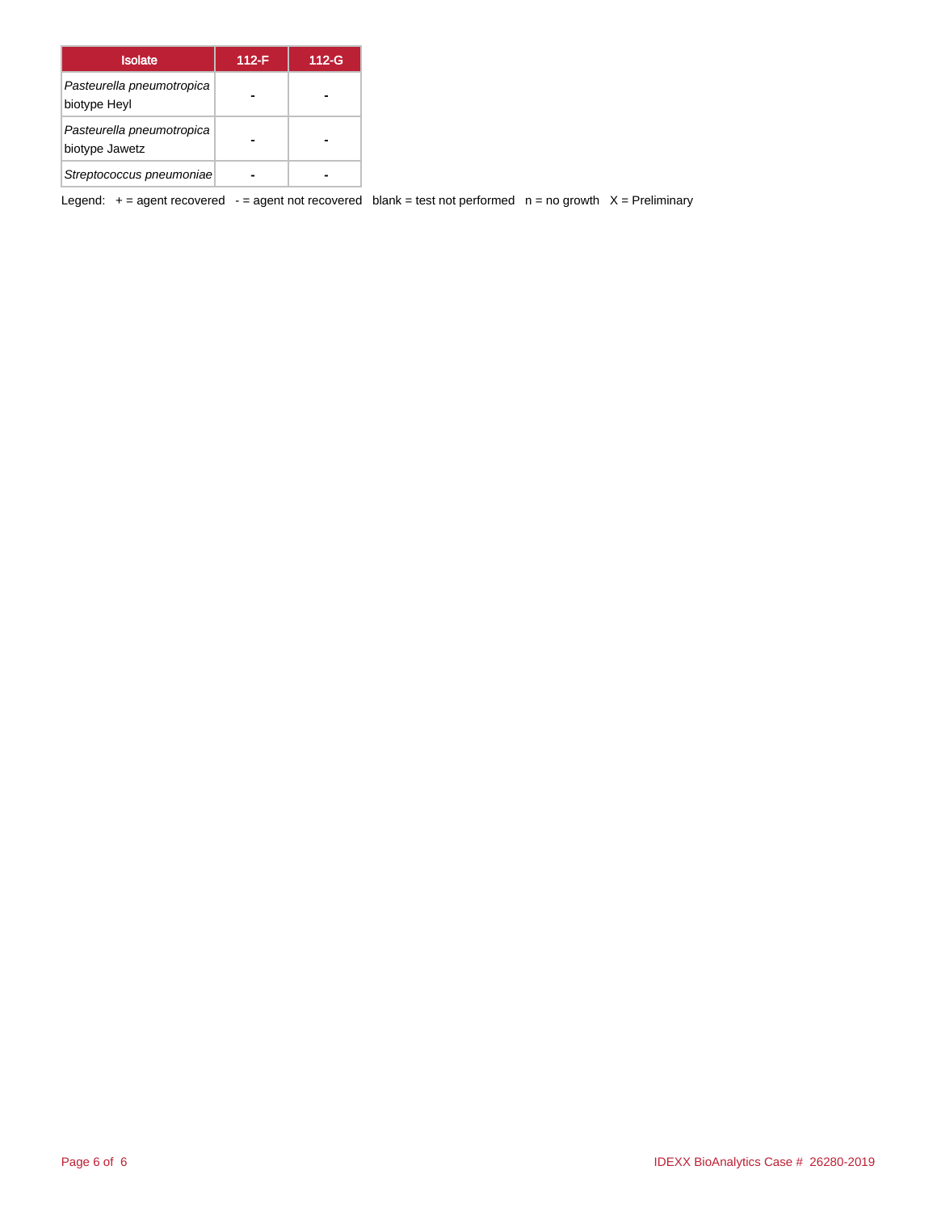| Isolate | 112-F | 112-G |
|---|---|---|
| *Pasteurella pneumotropica* biotype Heyl | - | - |
| *Pasteurella pneumotropica* biotype Jawetz | - | - |
| *Streptococcus pneumoniae* | - | - |

Legend: + = agent recovered - = agent not recovered blank = test not performed n = no growth X = Preliminary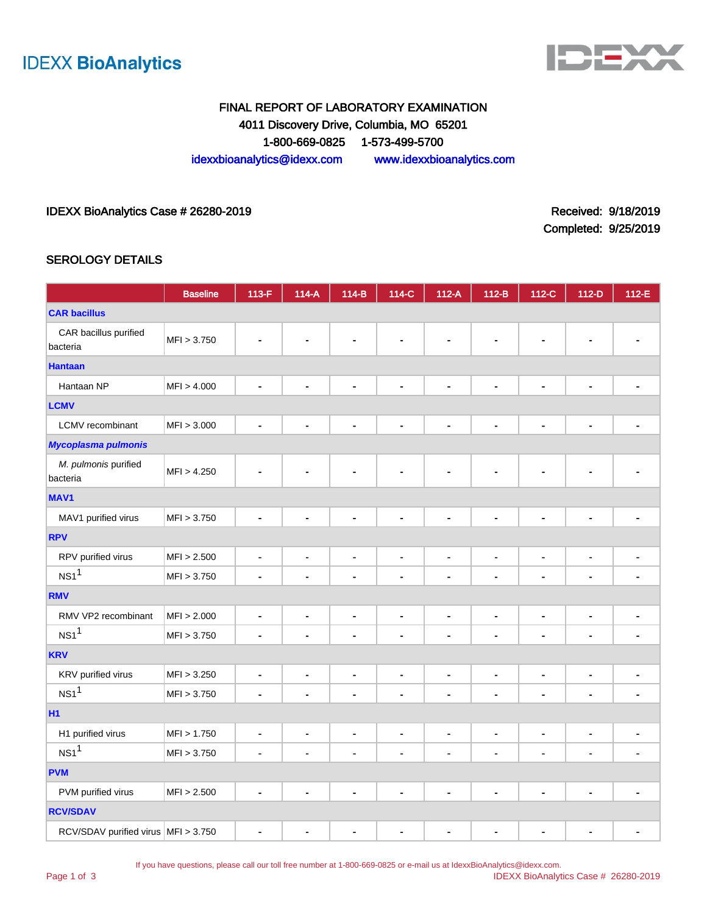IDEXX BioAnalytics

FINAL REPORT OF LABORATORY EXAMINATION
4011 Discovery Drive, Columbia, MO 65201
1-800-669-0825 1-573-499-5700
idexxbioanalytics@idexx.com www.idexxbioanalytics.com

IDEXX BioAnalytics Case # 26280-2019

Received: 9/18/2019
Completed: 9/25/2019

## SEROLOGY DETAILS

| | Baseline | 113-F | 114-A | 114-B | 114-C | 112-A | 112-B | 112-C | 112-D | 112-E |
|---|---|---|---|---|---|---|---|---|---|---|
| **CAR bacillus** | | | | | | | | | | |
| CAR bacillus purified bacteria | MFI > 3.750 | - | - | - | - | - | - | - | - | - |
| **Hantaan** | | | | | | | | | | |
| Hantaan NP | MFI > 4.000 | - | - | - | - | - | - | - | - | - |
| **LCMV** | | | | | | | | | | |
| LCMV recombinant | MFI > 3.000 | - | - | - | - | - | - | - | - | - |
| ***Mycoplasma pulmonis*** | | | | | | | | | | |
| *M. pulmonis* purified bacteria | MFI > 4.250 | - | - | - | - | - | - | - | - | - |
| **MAV1** | | | | | | | | | | |
| MAV1 purified virus | MFI > 3.750 | - | - | - | - | - | - | - | - | - |
| **RPV** | | | | | | | | | | |
| RPV purified virus | MFI > 2.500 | - | - | - | - | - | - | - | - | - |
| NS1[1] | MFI > 3.750 | - | - | - | - | - | - | - | - | - |
| **RMV** | | | | | | | | | | |
| RMV VP2 recombinant | MFI > 2.000 | - | - | - | - | - | - | - | - | - |
| NS1[1] | MFI > 3.750 | - | - | - | - | - | - | - | - | - |
| **KRV** | | | | | | | | | | |
| KRV purified virus | MFI > 3.250 | - | - | - | - | - | - | - | - | - |
| NS1[1] | MFI > 3.750 | - | - | - | - | - | - | - | - | - |
| **H1** | | | | | | | | | | |
| H1 purified virus | MFI > 1.750 | - | - | - | - | - | - | - | - | - |
| NS1[1] | MFI > 3.750 | - | - | - | - | - | - | - | - | - |
| **PVM** | | | | | | | | | | |
| PVM purified virus | MFI > 2.500 | - | - | - | - | - | - | - | - | - |
| **RCV/SDAV** | | | | | | | | | | |
| RCV/SDAV purified virus | MFI > 3.750 | - | - | - | - | - | - | - | - | - |

If you have questions, please call our toll free number at 1-800-669-0825 or e-mail us at IdexxBioAnalytics@idexx.com.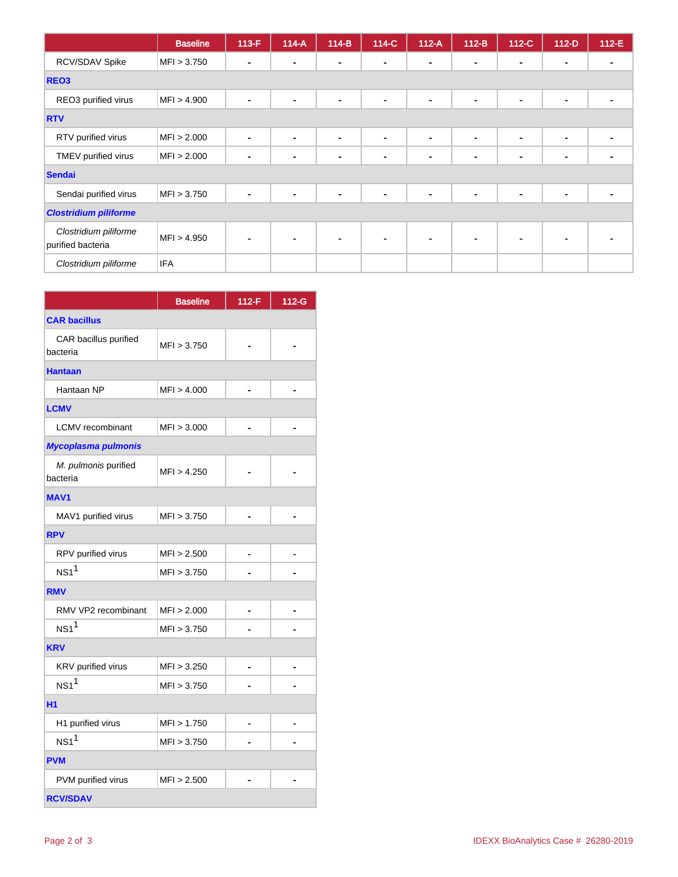|  | Baseline | 113-F | 114-A | 114-B | 114-C | 112-A | 112-B | 112-C | 112-D | 112-E |
|---|---|---|---|---|---|---|---|---|---|---|
| RCV/SDAV Spike | MFI > 3.750 | - | - | - | - | - | - | - | - | - |
| **REO3** | | | | | | | | | | |
| REO3 purified virus | MFI > 4.900 | - | - | - | - | - | - | - | - | - |
| **RTV** | | | | | | | | | | |
| RTV purified virus | MFI > 2.000 | - | - | - | - | - | - | - | - | - |
| TMEV purified virus | MFI > 2.000 | - | - | - | - | - | - | - | - | - |
| **Sendai** | | | | | | | | | | |
| Sendai purified virus | MFI > 3.750 | - | - | - | - | - | - | - | - | - |
| ***Clostridium piliforme*** | | | | | | | | | | |
| *Clostridium piliforme* purified bacteria | MFI > 4.950 | - | - | - | - | - | - | - | - | - |
| *Clostridium piliforme* | IFA | | | | | | | | | |

|  | Baseline | 112-F | 112-G |
|---|---|---|---|
| **CAR bacillus** | | | |
| CAR bacillus purified bacteria | MFI > 3.750 | - | - |
| **Hantaan** | | | |
| Hantaan NP | MFI > 4.000 | - | - |
| **LCMV** | | | |
| LCMV recombinant | MFI > 3.000 | - | - |
| ***Mycoplasma pulmonis*** | | | |
| *M. pulmonis* purified bacteria | MFI > 4.250 | - | - |
| **MAV1** | | | |
| MAV1 purified virus | MFI > 3.750 | - | - |
| **RPV** | | | |
| RPV purified virus | MFI > 2.500 | - | - |
| NS1[1] | MFI > 3.750 | - | - |
| **RMV** | | | |
| RMV VP2 recombinant | MFI > 2.000 | - | - |
| NS1[1] | MFI > 3.750 | - | - |
| **KRV** | | | |
| KRV purified virus | MFI > 3.250 | - | - |
| NS1[1] | MFI > 3.750 | - | - |
| **H1** | | | |
| H1 purified virus | MFI > 1.750 | - | - |
| NS1[1] | MFI > 3.750 | - | - |
| **PVM** | | | |
| PVM purified virus | MFI > 2.500 | - | - |
| **RCV/SDAV** | | | |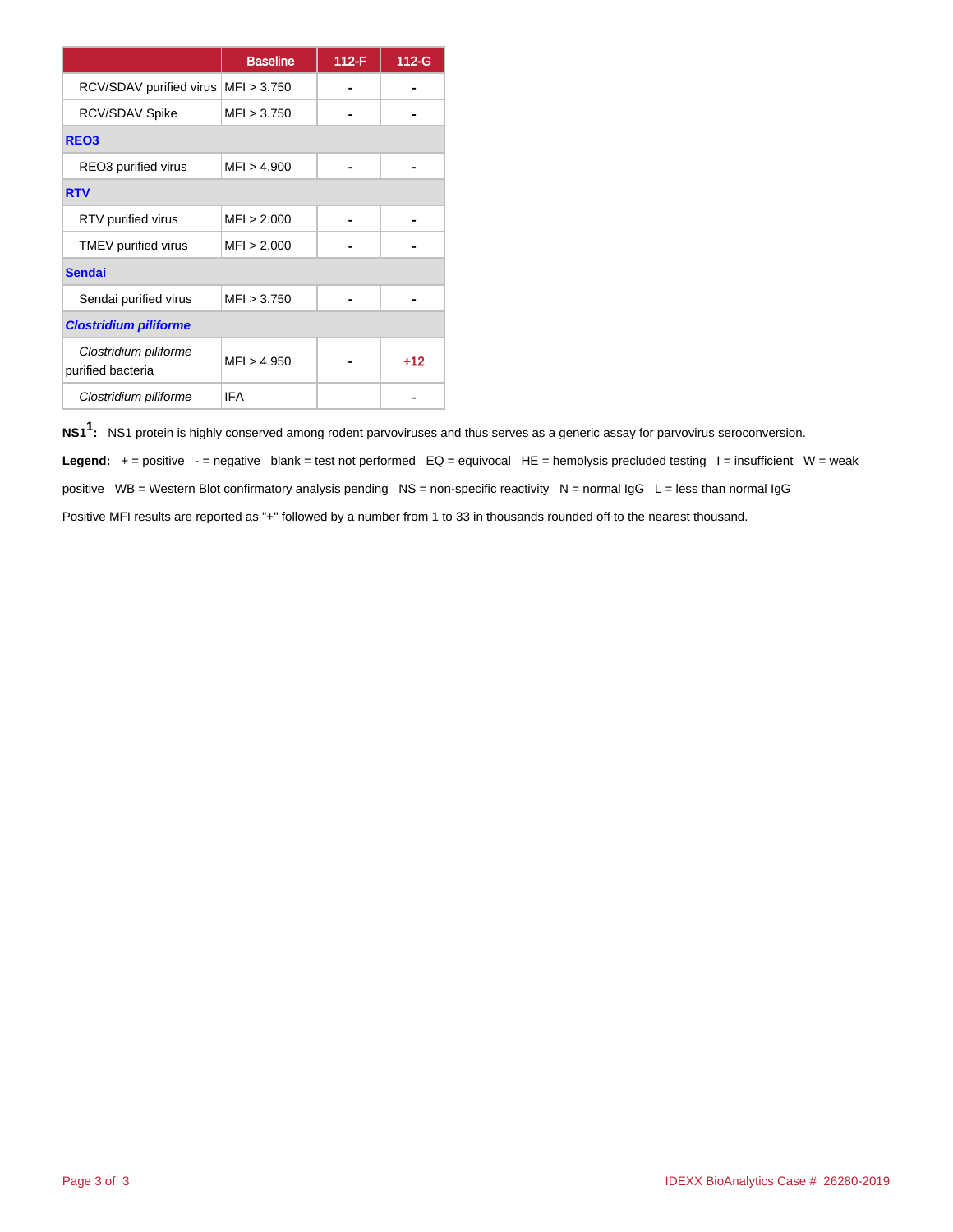| | Baseline | 112-F | 112-G |
|---|---|---|---|
| RCV/SDAV purified virus | MFI > 3.750 | - | - |
| RCV/SDAV Spike | MFI > 3.750 | - | - |
| **REO3** | | | |
| REO3 purified virus | MFI > 4.900 | - | - |
| **RTV** | | | |
| RTV purified virus | MFI > 2.000 | - | - |
| TMEV purified virus | MFI > 2.000 | - | - |
| **Sendai** | | | |
| Sendai purified virus | MFI > 3.750 | - | - |
| ***Clostridium piliforme*** | | | |
| *Clostridium piliforme* purified bacteria | MFI > 4.950 | - | +12 |
| *Clostridium piliforme* | IFA | | - |

**NS1[1]:** NS1 protein is highly conserved among rodent parvoviruses and thus serves as a generic assay for parvovirus seroconversion.

**Legend:** + = positive - = negative blank = test not performed EQ = equivocal HE = hemolysis precluded testing I = insufficient W = weak positive WB = Western Blot confirmatory analysis pending NS = non-specific reactivity N = normal IgG L = less than normal IgG

Positive MFI results are reported as "+" followed by a number from 1 to 33 in thousands rounded off to the nearest thousand.

IDEXX BioAnalytics Case # 26280-2019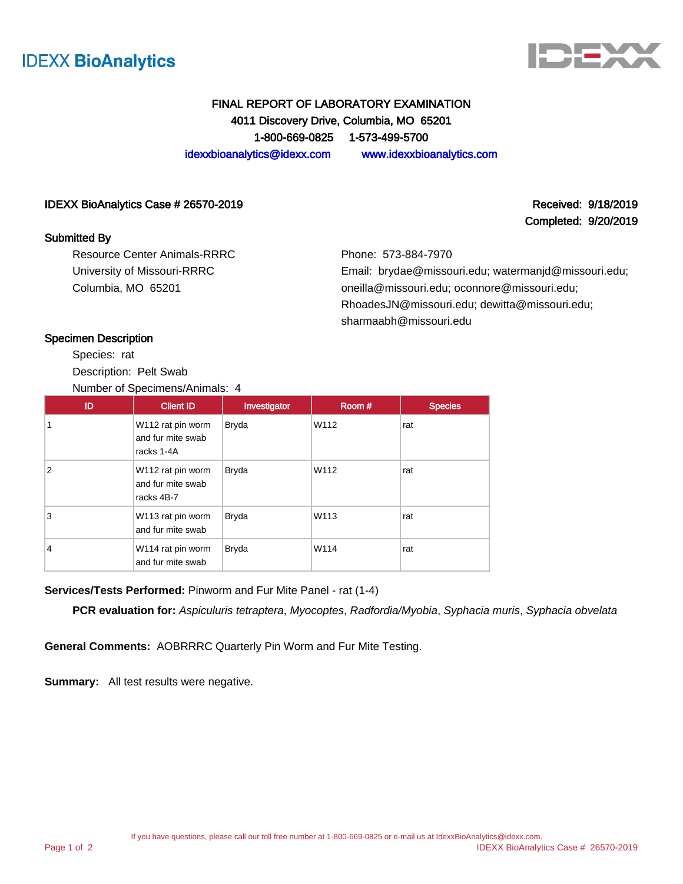IDEXX BioAnalytics

# FINAL REPORT OF LABORATORY EXAMINATION

4011 Discovery Drive, Columbia, MO 65201

1-800-669-0825 1-573-499-5700

idexxbioanalytics@idexx.com www.idexxbioanalytics.com

**IDEXX BioAnalytics Case # 26570-2019**

**Received: 9/18/2019**

**Completed: 9/20/2019**

## Submitted By

Resource Center Animals-RRRC
University of Missouri-RRRC
Columbia, MO 65201

Phone: 573-884-7970
Email: brydae@missouri.edu; watermanjd@missouri.edu; oneilla@missouri.edu; oconnore@missouri.edu; RhoadesJN@missouri.edu; dewitta@missouri.edu; sharmaabh@missouri.edu

## Specimen Description

Species: rat
Description: Pelt Swab
Number of Specimens/Animals: 4

| ID | Client ID | Investigator | Room # | Species |
|---|---|---|---|---|
| 1 | W112 rat pin worm and fur mite swab racks 1-4A | Bryda | W112 | rat |
| 2 | W112 rat pin worm and fur mite swab racks 4B-7 | Bryda | W112 | rat |
| 3 | W113 rat pin worm and fur mite swab | Bryda | W113 | rat |
| 4 | W114 rat pin worm and fur mite swab | Bryda | W114 | rat |

**Services/Tests Performed:** Pinworm and Fur Mite Panel - rat (1-4)

**PCR evaluation for:** *Aspiculuris tetraptera*, *Myocoptes*, *Radfordia/Myobia*, *Syphacia muris*, *Syphacia obvelata*

**General Comments:** AOBRRRC Quarterly Pin Worm and Fur Mite Testing.

**Summary:** All test results were negative.

If you have questions, please call our toll free number at 1-800-669-0825 or e-mail us at IdexxBioAnalytics@idexx.com.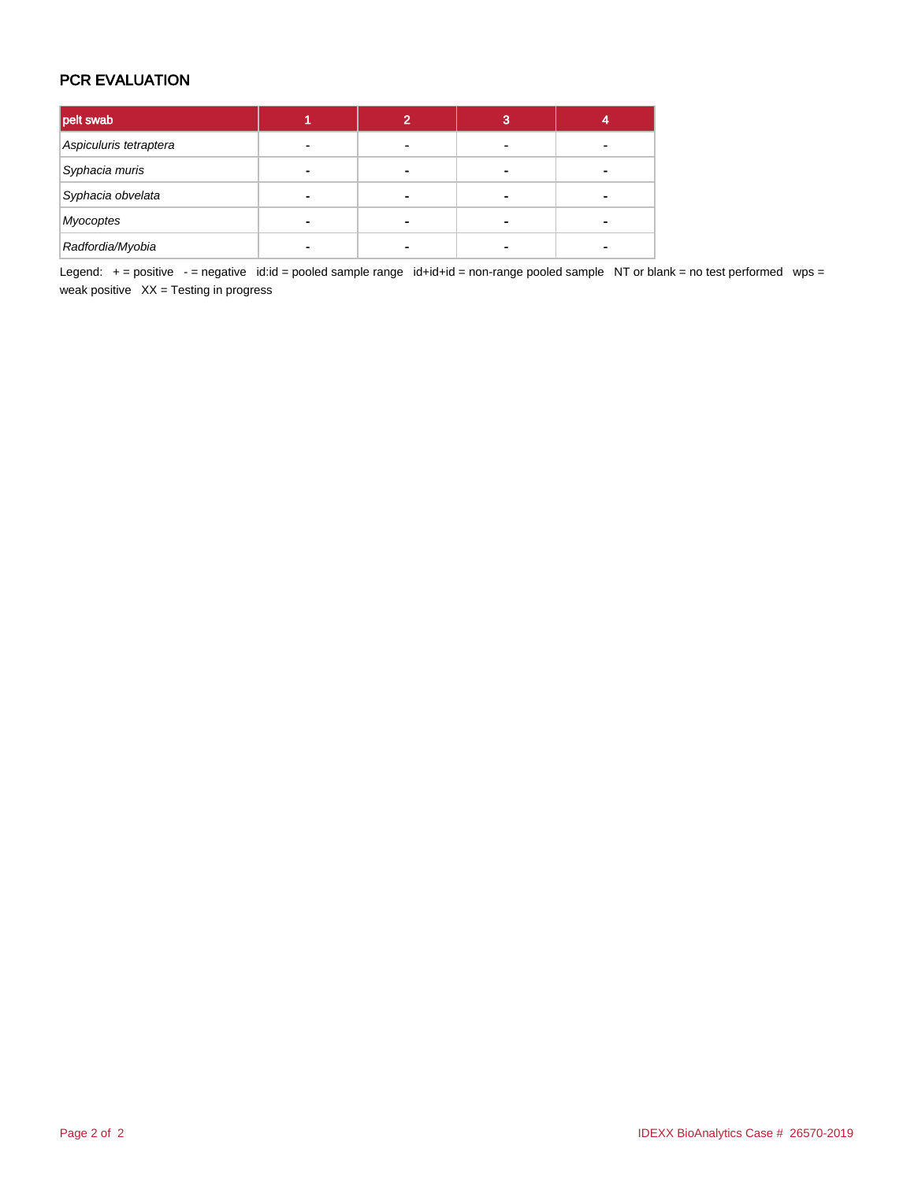## PCR EVALUATION

| pelt swab | 1 | 2 | 3 | 4 |
|---|---|---|---|---|
| *Aspiculuris tetraptera* | - | - | - | - |
| *Syphacia muris* | - | - | - | - |
| *Syphacia obvelata* | - | - | - | - |
| *Myocoptes* | - | - | - | - |
| *Radfordia/Myobia* | - | - | - | - |

Legend: + = positive - = negative id:id = pooled sample range id+id+id = non-range pooled sample NT or blank = no test performed wps = weak positive XX = Testing in progress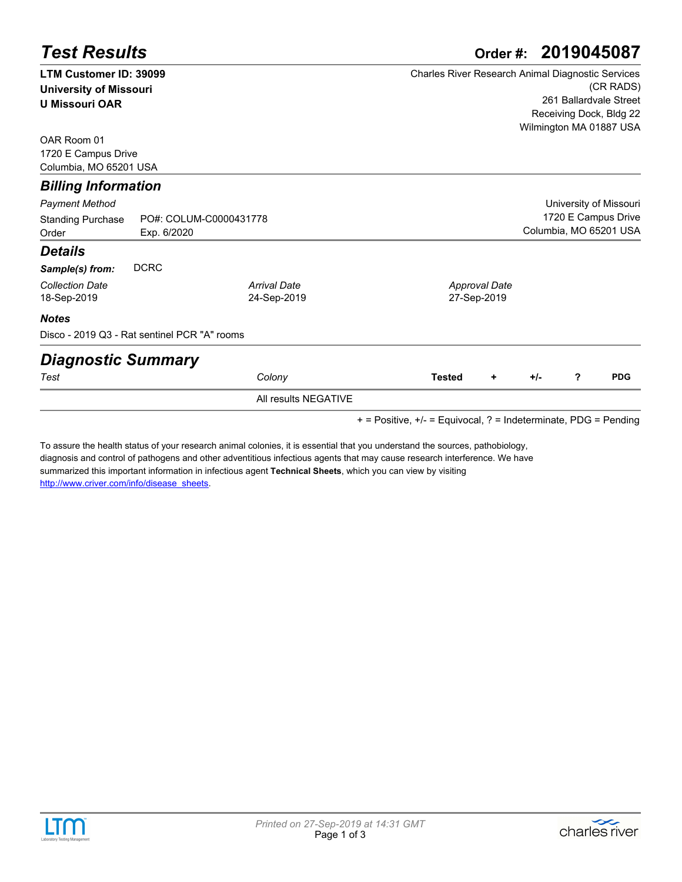# Test Results

**Order #: 2019045087**

**LTM Customer ID: 39099**
**University of Missouri**
**U Missouri OAR**

OAR Room 01
1720 E Campus Drive
Columbia, MO 65201 USA

Charles River Research Animal Diagnostic Services (CR RADS)
261 Ballardvale Street
Receiving Dock, Bldg 22
Wilmington MA 01887 USA

## Billing Information

*Payment Method*

Standing Purchase Order — PO#: COLUM-C0000431778 Exp. 6/2020

University of Missouri
1720 E Campus Drive
Columbia, MO 65201 USA

## Details

***Sample(s) from:*** DCRC

| *Collection Date* | *Arrival Date* | *Approval Date* |
|---|---|---|
| 18-Sep-2019 | 24-Sep-2019 | 27-Sep-2019 |

***Notes***

Disco - 2019 Q3 - Rat sentinel PCR "A" rooms

## Diagnostic Summary

| *Test* | *Colony* | **Tested** | **+** | **+/-** | **?** | **PDG** |
|---|---|---|---|---|---|---|
| | All results NEGATIVE | | | | | |

+ = Positive, +/- = Equivocal, ? = Indeterminate, PDG = Pending

To assure the health status of your research animal colonies, it is essential that you understand the sources, pathobiology, diagnosis and control of pathogens and other adventitious infectious agents that may cause research interference. We have summarized this important information in infectious agent **Technical Sheets**, which you can view by visiting http://www.criver.com/info/disease_sheets.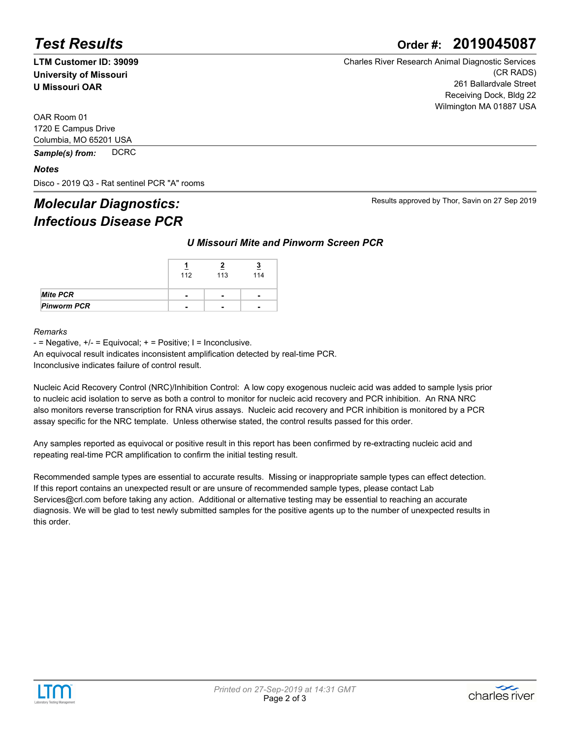# Test Results

**Order #: 2019045087**

**LTM Customer ID: 39099**
**University of Missouri**
**U Missouri OAR**

Charles River Research Animal Diagnostic Services (CR RADS)
261 Ballardvale Street
Receiving Dock, Bldg 22
Wilmington MA 01887 USA

OAR Room 01
1720 E Campus Drive
Columbia, MO 65201 USA

***Sample(s) from:*** DCRC

***Notes***

Disco - 2019 Q3 - Rat sentinel PCR "A" rooms

## *Molecular Diagnostics: Infectious Disease PCR*

Results approved by Thor, Savin on 27 Sep 2019

### *U Missouri Mite and Pinworm Screen PCR*

| | 1<br>112 | 2<br>113 | 3<br>114 |
|---|---|---|---|
| ***Mite PCR*** | - | - | - |
| ***Pinworm PCR*** | - | - | - |

*Remarks*

- = Negative, +/- = Equivocal; + = Positive; I = Inconclusive.
An equivocal result indicates inconsistent amplification detected by real-time PCR.
Inconclusive indicates failure of control result.

Nucleic Acid Recovery Control (NRC)/Inhibition Control: A low copy exogenous nucleic acid was added to sample lysis prior to nucleic acid isolation to serve as both a control to monitor for nucleic acid recovery and PCR inhibition. An RNA NRC also monitors reverse transcription for RNA virus assays. Nucleic acid recovery and PCR inhibition is monitored by a PCR assay specific for the NRC template. Unless otherwise stated, the control results passed for this order.

Any samples reported as equivocal or positive result in this report has been confirmed by re-extracting nucleic acid and repeating real-time PCR amplification to confirm the initial testing result.

Recommended sample types are essential to accurate results. Missing or inappropriate sample types can effect detection. If this report contains an unexpected result or are unsure of recommended sample types, please contact Lab Services@crl.com before taking any action. Additional or alternative testing may be essential to reaching an accurate diagnosis. We will be glad to test newly submitted samples for the positive agents up to the number of unexpected results in this order.

*Printed on 27-Sep-2019 at 14:31 GMT*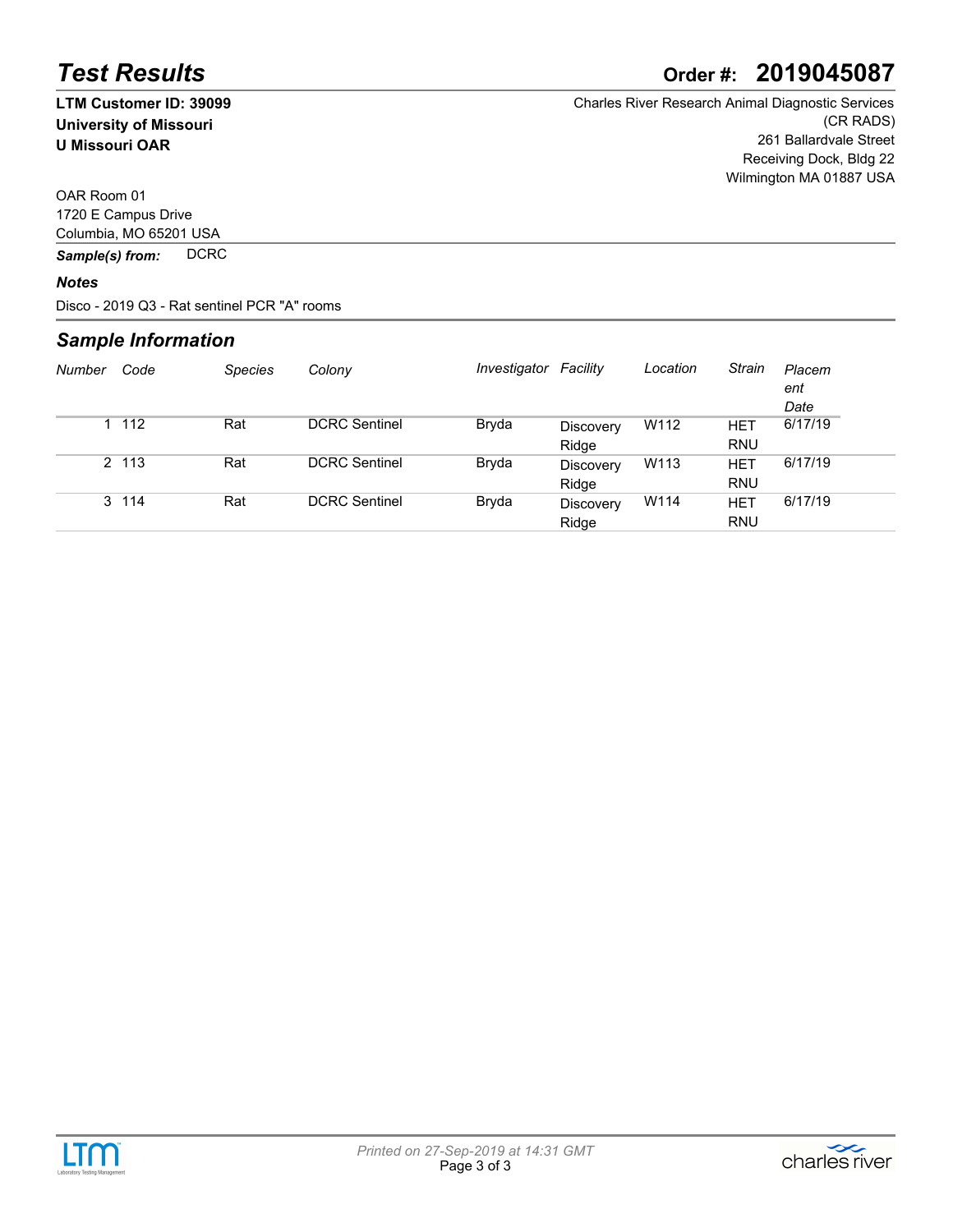# Test Results

**Order #: 2019045087**

**LTM Customer ID: 39099**
**University of Missouri**
**U Missouri OAR**

OAR Room 01
1720 E Campus Drive
Columbia, MO 65201 USA

Charles River Research Animal Diagnostic Services (CR RADS)
261 Ballardvale Street
Receiving Dock, Bldg 22
Wilmington MA 01887 USA

***Sample(s) from:*** DCRC

***Notes***

Disco - 2019 Q3 - Rat sentinel PCR "A" rooms

## Sample Information

| *Number* | *Code* | *Species* | *Colony* | *Investigator* | *Facility* | *Location* | *Strain* | *Placement Date* |
|---|---|---|---|---|---|---|---|---|
| 1 | 112 | Rat | DCRC Sentinel | Bryda | Discovery Ridge | W112 | HET RNU | 6/17/19 |
| 2 | 113 | Rat | DCRC Sentinel | Bryda | Discovery Ridge | W113 | HET RNU | 6/17/19 |
| 3 | 114 | Rat | DCRC Sentinel | Bryda | Discovery Ridge | W114 | HET RNU | 6/17/19 |

*Printed on 27-Sep-2019 at 14:31 GMT*